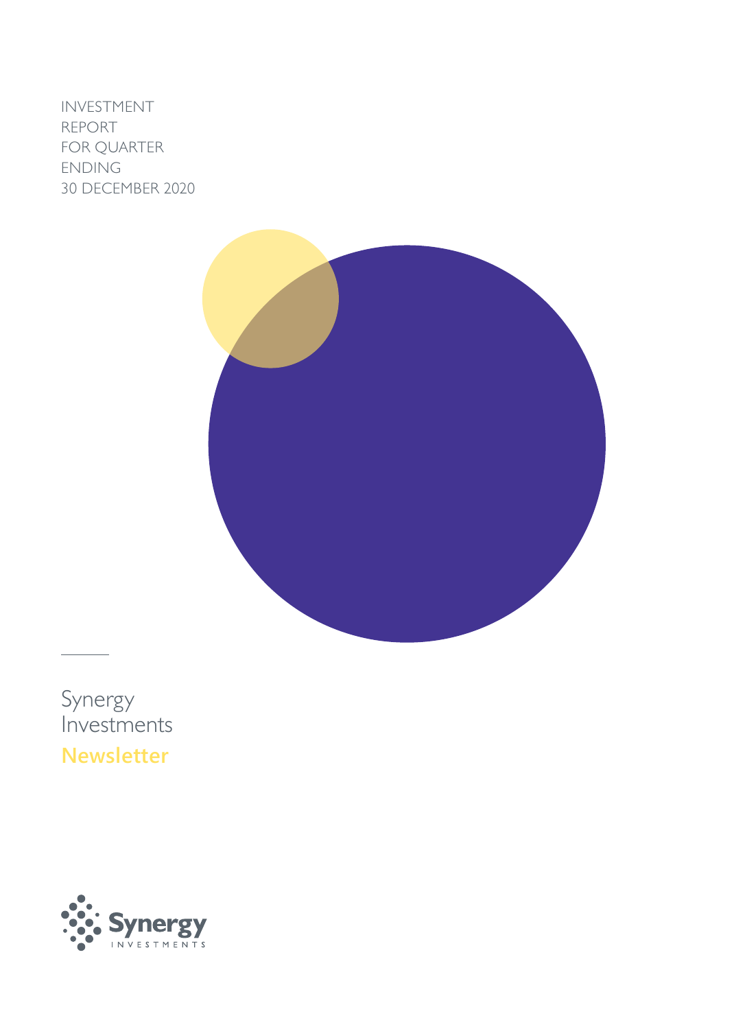INVESTMENT
REPORT
FOR QUARTER
ENDING
30 DECEMBER 2020

# Synergy Investments

## Newsletter

Synergy
INVESTMENTS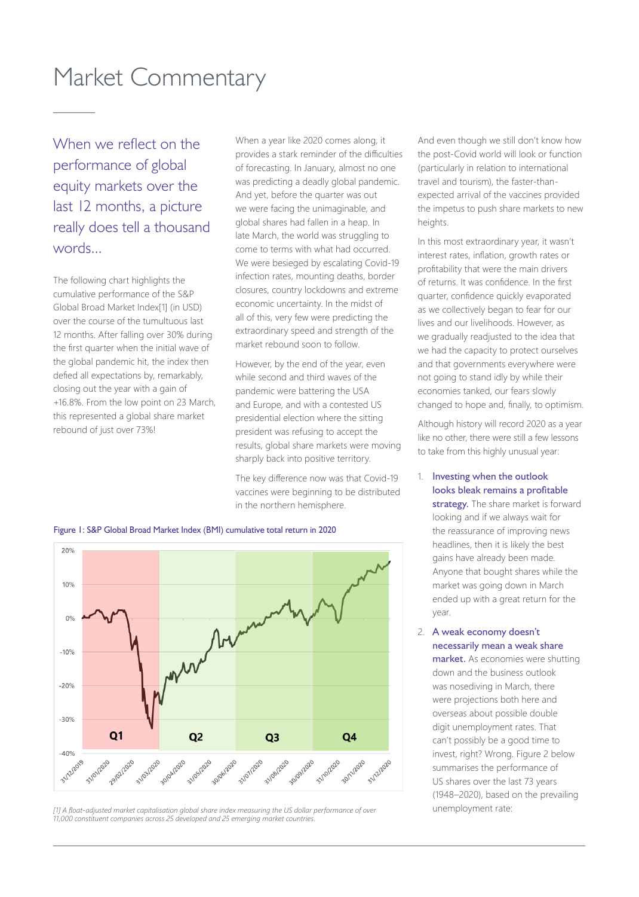# Market Commentary

## When we reflect on the performance of global equity markets over the last 12 months, a picture really does tell a thousand words...

The following chart highlights the cumulative performance of the S&P Global Broad Market Index[1] (in USD) over the course of the tumultuous last 12 months. After falling over 30% during the first quarter when the initial wave of the global pandemic hit, the index then defied all expectations by, remarkably, closing out the year with a gain of +16.8%. From the low point on 23 March, this represented a global share market rebound of just over 73%!

When a year like 2020 comes along, it provides a stark reminder of the difficulties of forecasting. In January, almost no one was predicting a deadly global pandemic. And yet, before the quarter was out we were facing the unimaginable, and global shares had fallen in a heap. In late March, the world was struggling to come to terms with what had occurred. We were besieged by escalating Covid-19 infection rates, mounting deaths, border closures, country lockdowns and extreme economic uncertainty. In the midst of all of this, very few were predicting the extraordinary speed and strength of the market rebound soon to follow.

However, by the end of the year, even while second and third waves of the pandemic were battering the USA and Europe, and with a contested US presidential election where the sitting president was refusing to accept the results, global share markets were moving sharply back into positive territory.

The key difference now was that Covid-19 vaccines were beginning to be distributed in the northern hemisphere.

Figure 1: S&P Global Broad Market Index (BMI) cumulative total return in 2020

[1] A float-adjusted market capitalisation global share index measuring the US dollar performance of over 11,000 constituent companies across 25 developed and 25 emerging market countries.

And even though we still don't know how the post-Covid world will look or function (particularly in relation to international travel and tourism), the faster-than-expected arrival of the vaccines provided the impetus to push share markets to new heights.

In this most extraordinary year, it wasn't interest rates, inflation, growth rates or profitability that were the main drivers of returns. It was confidence. In the first quarter, confidence quickly evaporated as we collectively began to fear for our lives and our livelihoods. However, as we gradually readjusted to the idea that we had the capacity to protect ourselves and that governments everywhere were not going to stand idly by while their economies tanked, our fears slowly changed to hope and, finally, to optimism.

Although history will record 2020 as a year like no other, there were still a few lessons to take from this highly unusual year:

1. **Investing when the outlook looks bleak remains a profitable strategy.** The share market is forward looking and if we always wait for the reassurance of improving news headlines, then it is likely the best gains have already been made. Anyone that bought shares while the market was going down in March ended up with a great return for the year.
2. **A weak economy doesn't necessarily mean a weak share market.** As economies were shutting down and the business outlook was nosediving in March, there were projections both here and overseas about possible double digit unemployment rates. That can't possibly be a good time to invest, right? Wrong. Figure 2 below summarises the performance of US shares over the last 73 years (1948–2020), based on the prevailing unemployment rate: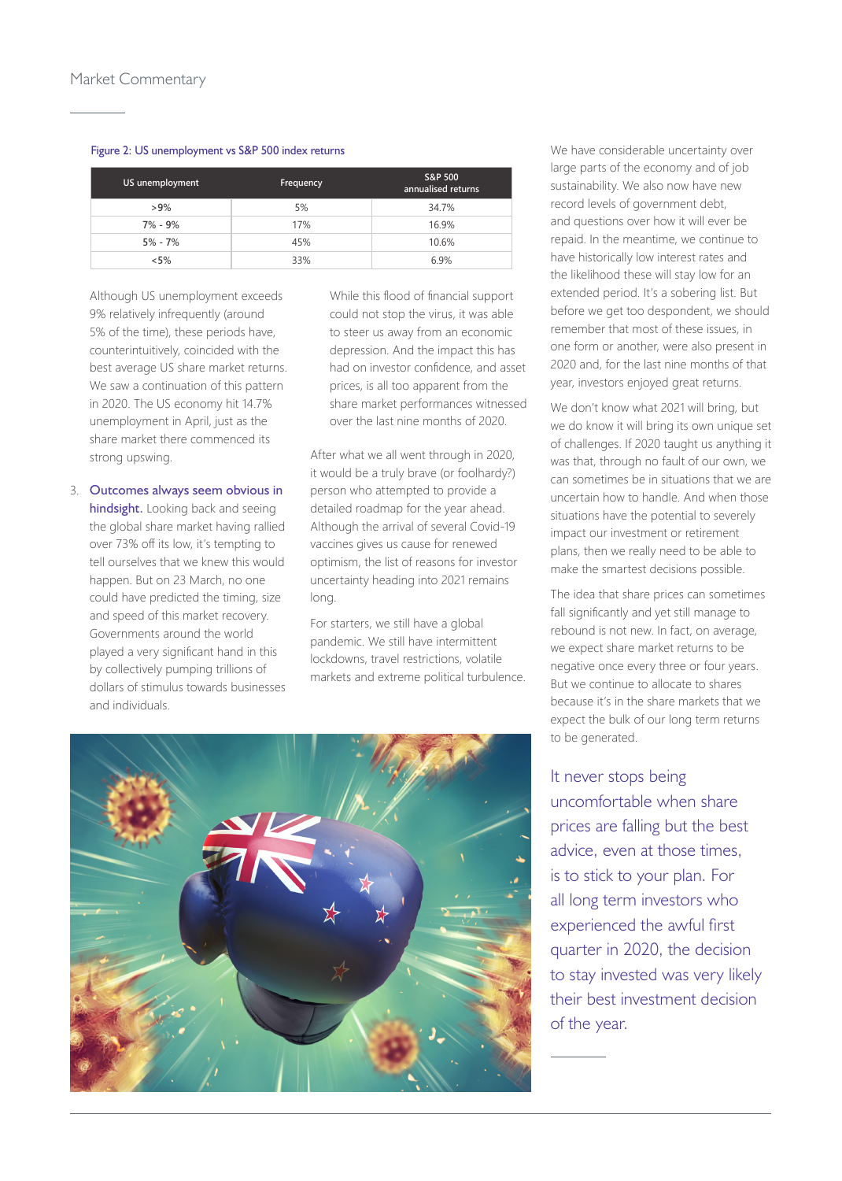Figure 2: US unemployment vs S&P 500 index returns

| US unemployment | Frequency | S&P 500 annualised returns |
|---|---|---|
| >9% | 5% | 34.7% |
| 7% - 9% | 17% | 16.9% |
| 5% - 7% | 45% | 10.6% |
| <5% | 33% | 6.9% |

Although US unemployment exceeds 9% relatively infrequently (around 5% of the time), these periods have, counterintuitively, coincided with the best average US share market returns. We saw a continuation of this pattern in 2020. The US economy hit 14.7% unemployment in April, just as the share market there commenced its strong upswing.

3. **Outcomes always seem obvious in hindsight.** Looking back and seeing the global share market having rallied over 73% off its low, it's tempting to tell ourselves that we knew this would happen. But on 23 March, no one could have predicted the timing, size and speed of this market recovery. Governments around the world played a very significant hand in this by collectively pumping trillions of dollars of stimulus towards businesses and individuals.

While this flood of financial support could not stop the virus, it was able to steer us away from an economic depression. And the impact this has had on investor confidence, and asset prices, is all too apparent from the share market performances witnessed over the last nine months of 2020.

After what we all went through in 2020, it would be a truly brave (or foolhardy?) person who attempted to provide a detailed roadmap for the year ahead. Although the arrival of several Covid-19 vaccines gives us cause for renewed optimism, the list of reasons for investor uncertainty heading into 2021 remains long.

For starters, we still have a global pandemic. We still have intermittent lockdowns, travel restrictions, volatile markets and extreme political turbulence.

We have considerable uncertainty over large parts of the economy and of job sustainability. We also now have new record levels of government debt, and questions over how it will ever be repaid. In the meantime, we continue to have historically low interest rates and the likelihood these will stay low for an extended period. It's a sobering list. But before we get too despondent, we should remember that most of these issues, in one form or another, were also present in 2020 and, for the last nine months of that year, investors enjoyed great returns.

We don't know what 2021 will bring, but we do know it will bring its own unique set of challenges. If 2020 taught us anything it was that, through no fault of our own, we can sometimes be in situations that we are uncertain how to handle. And when those situations have the potential to severely impact our investment or retirement plans, then we really need to be able to make the smartest decisions possible.

The idea that share prices can sometimes fall significantly and yet still manage to rebound is not new. In fact, on average, we expect share market returns to be negative once every three or four years. But we continue to allocate to shares because it's in the share markets that we expect the bulk of our long term returns to be generated.

> It never stops being uncomfortable when share prices are falling but the best advice, even at those times, is to stick to your plan. For all long term investors who experienced the awful first quarter in 2020, the decision to stay invested was very likely their best investment decision of the year.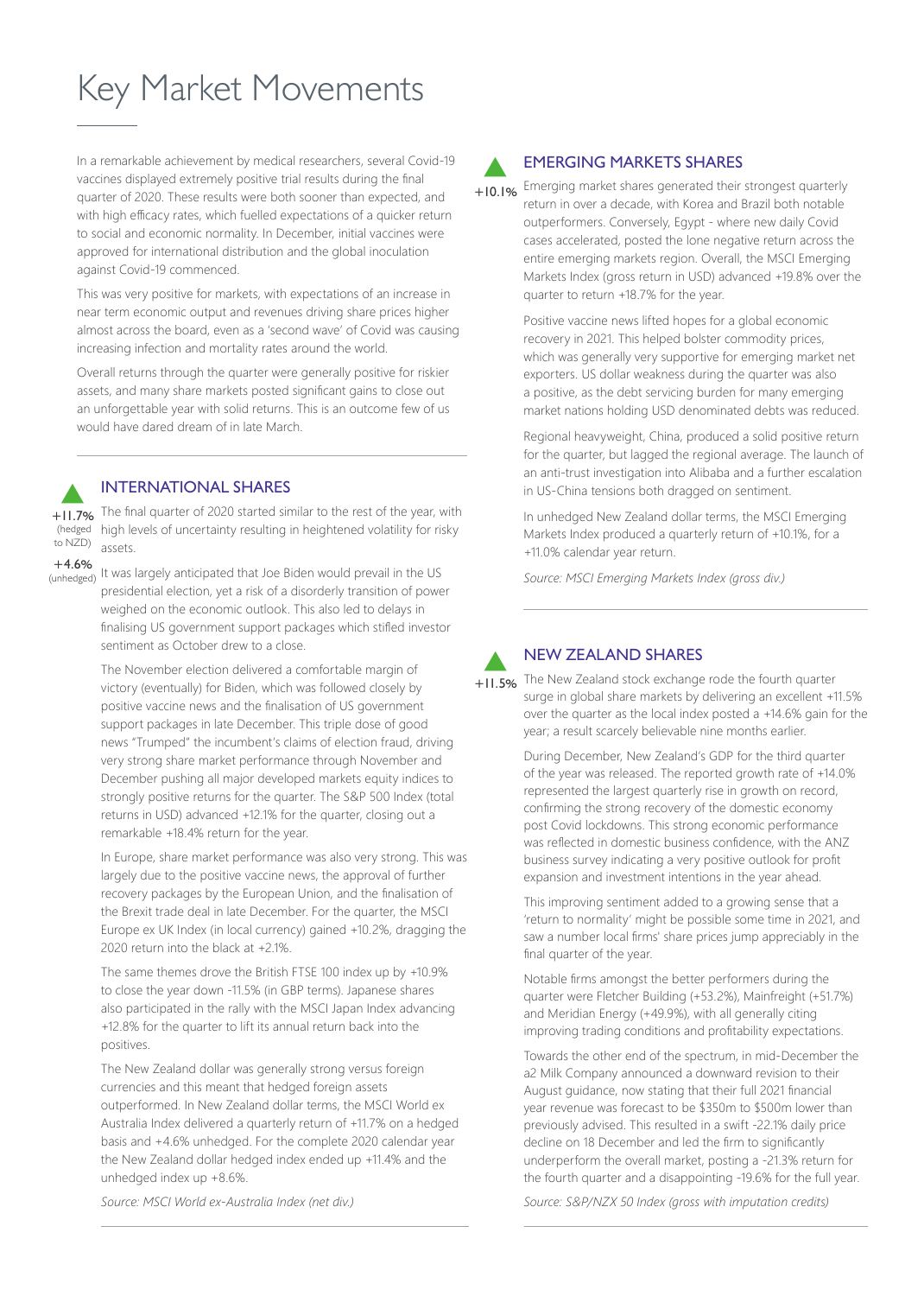# Key Market Movements

In a remarkable achievement by medical researchers, several Covid-19 vaccines displayed extremely positive trial results during the final quarter of 2020. These results were both sooner than expected, and with high efficacy rates, which fuelled expectations of a quicker return to social and economic normality. In December, initial vaccines were approved for international distribution and the global inoculation against Covid-19 commenced.

This was very positive for markets, with expectations of an increase in near term economic output and revenues driving share prices higher almost across the board, even as a 'second wave' of Covid was causing increasing infection and mortality rates around the world.

Overall returns through the quarter were generally positive for riskier assets, and many share markets posted significant gains to close out an unforgettable year with solid returns. This is an outcome few of us would have dared dream of in late March.

## INTERNATIONAL SHARES

+11.7% (hedged to NZD)

+4.6% (unhedged)

The final quarter of 2020 started similar to the rest of the year, with high levels of uncertainty resulting in heightened volatility for risky assets.

It was largely anticipated that Joe Biden would prevail in the US presidential election, yet a risk of a disorderly transition of power weighed on the economic outlook. This also led to delays in finalising US government support packages which stifled investor sentiment as October drew to a close.

The November election delivered a comfortable margin of victory (eventually) for Biden, which was followed closely by positive vaccine news and the finalisation of US government support packages in late December. This triple dose of good news "Trumped" the incumbent's claims of election fraud, driving very strong share market performance through November and December pushing all major developed markets equity indices to strongly positive returns for the quarter. The S&P 500 Index (total returns in USD) advanced +12.1% for the quarter, closing out a remarkable +18.4% return for the year.

In Europe, share market performance was also very strong. This was largely due to the positive vaccine news, the approval of further recovery packages by the European Union, and the finalisation of the Brexit trade deal in late December. For the quarter, the MSCI Europe ex UK Index (in local currency) gained +10.2%, dragging the 2020 return into the black at +2.1%.

The same themes drove the British FTSE 100 index up by +10.9% to close the year down -11.5% (in GBP terms). Japanese shares also participated in the rally with the MSCI Japan Index advancing +12.8% for the quarter to lift its annual return back into the positives.

The New Zealand dollar was generally strong versus foreign currencies and this meant that hedged foreign assets outperformed. In New Zealand dollar terms, the MSCI World ex Australia Index delivered a quarterly return of +11.7% on a hedged basis and +4.6% unhedged. For the complete 2020 calendar year the New Zealand dollar hedged index ended up +11.4% and the unhedged index up +8.6%.

*Source: MSCI World ex-Australia Index (net div.)*

## EMERGING MARKETS SHARES

+10.1%

Emerging market shares generated their strongest quarterly return in over a decade, with Korea and Brazil both notable outperformers. Conversely, Egypt - where new daily Covid cases accelerated, posted the lone negative return across the entire emerging markets region. Overall, the MSCI Emerging Markets Index (gross return in USD) advanced +19.8% over the quarter to return +18.7% for the year.

Positive vaccine news lifted hopes for a global economic recovery in 2021. This helped bolster commodity prices, which was generally very supportive for emerging market net exporters. US dollar weakness during the quarter was also a positive, as the debt servicing burden for many emerging market nations holding USD denominated debts was reduced.

Regional heavyweight, China, produced a solid positive return for the quarter, but lagged the regional average. The launch of an anti-trust investigation into Alibaba and a further escalation in US-China tensions both dragged on sentiment.

In unhedged New Zealand dollar terms, the MSCI Emerging Markets Index produced a quarterly return of +10.1%, for a +11.0% calendar year return.

*Source: MSCI Emerging Markets Index (gross div.)*

## NEW ZEALAND SHARES

+11.5%

The New Zealand stock exchange rode the fourth quarter surge in global share markets by delivering an excellent +11.5% over the quarter as the local index posted a +14.6% gain for the year; a result scarcely believable nine months earlier.

During December, New Zealand's GDP for the third quarter of the year was released. The reported growth rate of +14.0% represented the largest quarterly rise in growth on record, confirming the strong recovery of the domestic economy post Covid lockdowns. This strong economic performance was reflected in domestic business confidence, with the ANZ business survey indicating a very positive outlook for profit expansion and investment intentions in the year ahead.

This improving sentiment added to a growing sense that a 'return to normality' might be possible some time in 2021, and saw a number local firms' share prices jump appreciably in the final quarter of the year.

Notable firms amongst the better performers during the quarter were Fletcher Building (+53.2%), Mainfreight (+51.7%) and Meridian Energy (+49.9%), with all generally citing improving trading conditions and profitability expectations.

Towards the other end of the spectrum, in mid-December the a2 Milk Company announced a downward revision to their August guidance, now stating that their full 2021 financial year revenue was forecast to be $350m to $500m lower than previously advised. This resulted in a swift -22.1% daily price decline on 18 December and led the firm to significantly underperform the overall market, posting a -21.3% return for the fourth quarter and a disappointing -19.6% for the full year.

*Source: S&P/NZX 50 Index (gross with imputation credits)*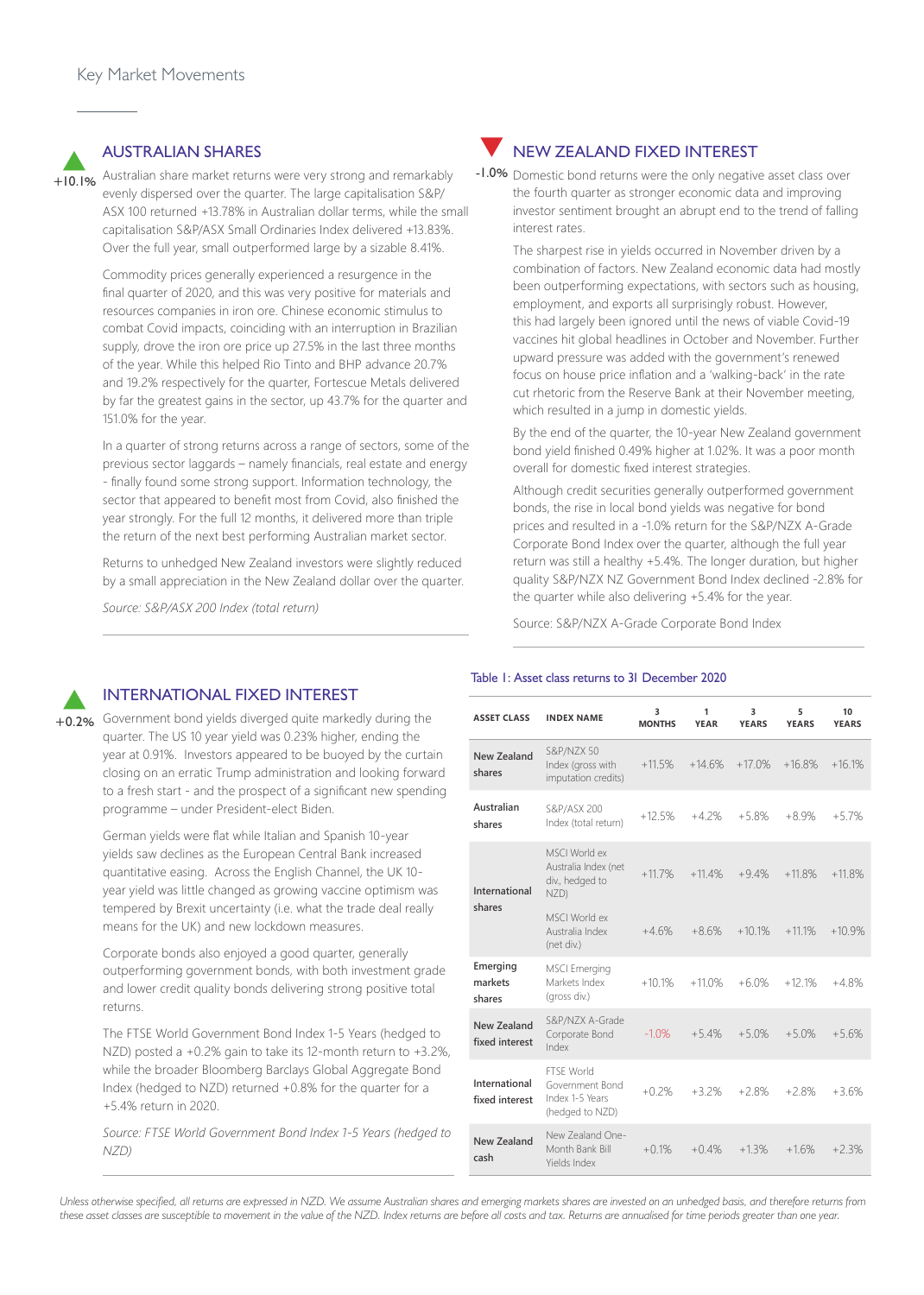# Key Market Movements

## AUSTRALIAN SHARES

+10.1%

Australian share market returns were very strong and remarkably evenly dispersed over the quarter. The large capitalisation S&P/ASX 100 returned +13.78% in Australian dollar terms, while the small capitalisation S&P/ASX Small Ordinaries Index delivered +13.83%. Over the full year, small outperformed large by a sizable 8.41%.

Commodity prices generally experienced a resurgence in the final quarter of 2020, and this was very positive for materials and resources companies in iron ore. Chinese economic stimulus to combat Covid impacts, coinciding with an interruption in Brazilian supply, drove the iron ore price up 27.5% in the last three months of the year. While this helped Rio Tinto and BHP advance 20.7% and 19.2% respectively for the quarter, Fortescue Metals delivered by far the greatest gains in the sector, up 43.7% for the quarter and 151.0% for the year.

In a quarter of strong returns across a range of sectors, some of the previous sector laggards – namely financials, real estate and energy - finally found some strong support. Information technology, the sector that appeared to benefit most from Covid, also finished the year strongly. For the full 12 months, it delivered more than triple the return of the next best performing Australian market sector.

Returns to unhedged New Zealand investors were slightly reduced by a small appreciation in the New Zealand dollar over the quarter.

*Source: S&P/ASX 200 Index (total return)*

## NEW ZEALAND FIXED INTEREST

-1.0%

Domestic bond returns were the only negative asset class over the fourth quarter as stronger economic data and improving investor sentiment brought an abrupt end to the trend of falling interest rates.

The sharpest rise in yields occurred in November driven by a combination of factors. New Zealand economic data had mostly been outperforming expectations, with sectors such as housing, employment, and exports all surprisingly robust. However, this had largely been ignored until the news of viable Covid-19 vaccines hit global headlines in October and November. Further upward pressure was added with the government's renewed focus on house price inflation and a 'walking-back' in the rate cut rhetoric from the Reserve Bank at their November meeting, which resulted in a jump in domestic yields.

By the end of the quarter, the 10-year New Zealand government bond yield finished 0.49% higher at 1.02%. It was a poor month overall for domestic fixed interest strategies.

Although credit securities generally outperformed government bonds, the rise in local bond yields was negative for bond prices and resulted in a -1.0% return for the S&P/NZX A-Grade Corporate Bond Index over the quarter, although the full year return was still a healthy +5.4%. The longer duration, but higher quality S&P/NZX NZ Government Bond Index declined -2.8% for the quarter while also delivering +5.4% for the year.

Source: S&P/NZX A-Grade Corporate Bond Index

## INTERNATIONAL FIXED INTEREST

+0.2%

Government bond yields diverged quite markedly during the quarter. The US 10 year yield was 0.23% higher, ending the year at 0.91%. Investors appeared to be buoyed by the curtain closing on an erratic Trump administration and looking forward to a fresh start - and the prospect of a significant new spending programme – under President-elect Biden.

German yields were flat while Italian and Spanish 10-year yields saw declines as the European Central Bank increased quantitative easing. Across the English Channel, the UK 10-year yield was little changed as growing vaccine optimism was tempered by Brexit uncertainty (i.e. what the trade deal really means for the UK) and new lockdown measures.

Corporate bonds also enjoyed a good quarter, generally outperforming government bonds, with both investment grade and lower credit quality bonds delivering strong positive total returns.

The FTSE World Government Bond Index 1-5 Years (hedged to NZD) posted a +0.2% gain to take its 12-month return to +3.2%, while the broader Bloomberg Barclays Global Aggregate Bond Index (hedged to NZD) returned +0.8% for the quarter for a +5.4% return in 2020.

*Source: FTSE World Government Bond Index 1-5 Years (hedged to NZD)*

Table 1: Asset class returns to 31 December 2020

| ASSET CLASS | INDEX NAME | 3 MONTHS | 1 YEAR | 3 YEARS | 5 YEARS | 10 YEARS |
|---|---|---|---|---|---|---|
| New Zealand shares | S&P/NZX 50 Index (gross with imputation credits) | +11.5% | +14.6% | +17.0% | +16.8% | +16.1% |
| Australian shares | S&P/ASX 200 Index (total return) | +12.5% | +4.2% | +5.8% | +8.9% | +5.7% |
| International shares | MSCI World ex Australia Index (net div., hedged to NZD) | +11.7% | +11.4% | +9.4% | +11.8% | +11.8% |
| | MSCI World ex Australia Index (net div.) | +4.6% | +8.6% | +10.1% | +11.1% | +10.9% |
| Emerging markets shares | MSCI Emerging Markets Index (gross div.) | +10.1% | +11.0% | +6.0% | +12.1% | +4.8% |
| New Zealand fixed interest | S&P/NZX A-Grade Corporate Bond Index | -1.0% | +5.4% | +5.0% | +5.0% | +5.6% |
| International fixed interest | FTSE World Government Bond Index 1-5 Years (hedged to NZD) | +0.2% | +3.2% | +2.8% | +2.8% | +3.6% |
| New Zealand cash | New Zealand One-Month Bank Bill Yields Index | +0.1% | +0.4% | +1.3% | +1.6% | +2.3% |

*Unless otherwise specified, all returns are expressed in NZD. We assume Australian shares and emerging markets shares are invested on an unhedged basis, and therefore returns from these asset classes are susceptible to movement in the value of the NZD. Index returns are before all costs and tax. Returns are annualised for time periods greater than one year.*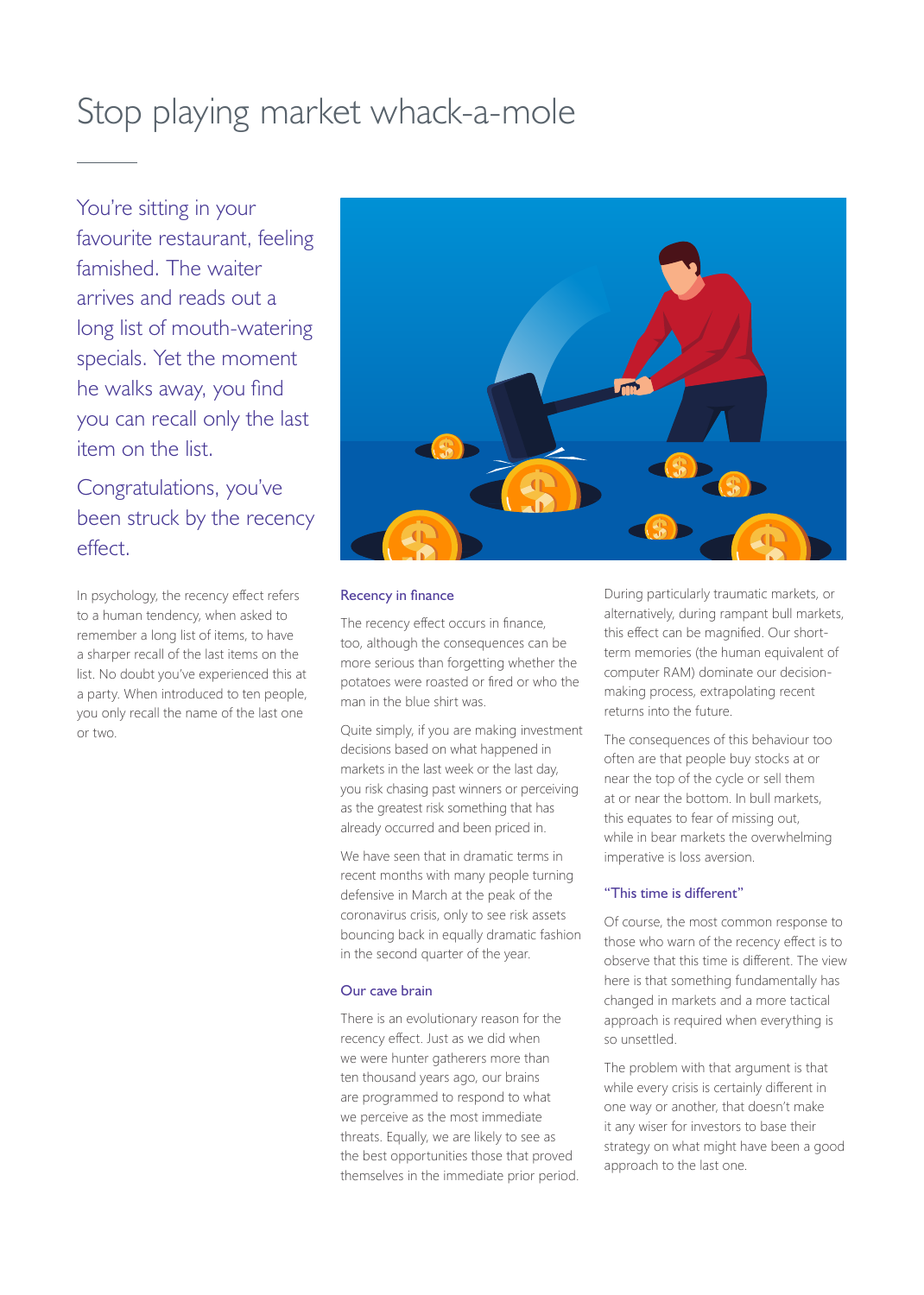# Stop playing market whack-a-mole

You're sitting in your favourite restaurant, feeling famished. The waiter arrives and reads out a long list of mouth-watering specials. Yet the moment he walks away, you find you can recall only the last item on the list.

Congratulations, you've been struck by the recency effect.

In psychology, the recency effect refers to a human tendency, when asked to remember a long list of items, to have a sharper recall of the last items on the list. No doubt you've experienced this at a party. When introduced to ten people, you only recall the name of the last one or two.

### Recency in finance

The recency effect occurs in finance, too, although the consequences can be more serious than forgetting whether the potatoes were roasted or fried or who the man in the blue shirt was.

Quite simply, if you are making investment decisions based on what happened in markets in the last week or the last day, you risk chasing past winners or perceiving as the greatest risk something that has already occurred and been priced in.

We have seen that in dramatic terms in recent months with many people turning defensive in March at the peak of the coronavirus crisis, only to see risk assets bouncing back in equally dramatic fashion in the second quarter of the year.

### Our cave brain

There is an evolutionary reason for the recency effect. Just as we did when we were hunter gatherers more than ten thousand years ago, our brains are programmed to respond to what we perceive as the most immediate threats. Equally, we are likely to see as the best opportunities those that proved themselves in the immediate prior period.

During particularly traumatic markets, or alternatively, during rampant bull markets, this effect can be magnified. Our short-term memories (the human equivalent of computer RAM) dominate our decision-making process, extrapolating recent returns into the future.

The consequences of this behaviour too often are that people buy stocks at or near the top of the cycle or sell them at or near the bottom. In bull markets, this equates to fear of missing out, while in bear markets the overwhelming imperative is loss aversion.

### "This time is different"

Of course, the most common response to those who warn of the recency effect is to observe that this time is different. The view here is that something fundamentally has changed in markets and a more tactical approach is required when everything is so unsettled.

The problem with that argument is that while every crisis is certainly different in one way or another, that doesn't make it any wiser for investors to base their strategy on what might have been a good approach to the last one.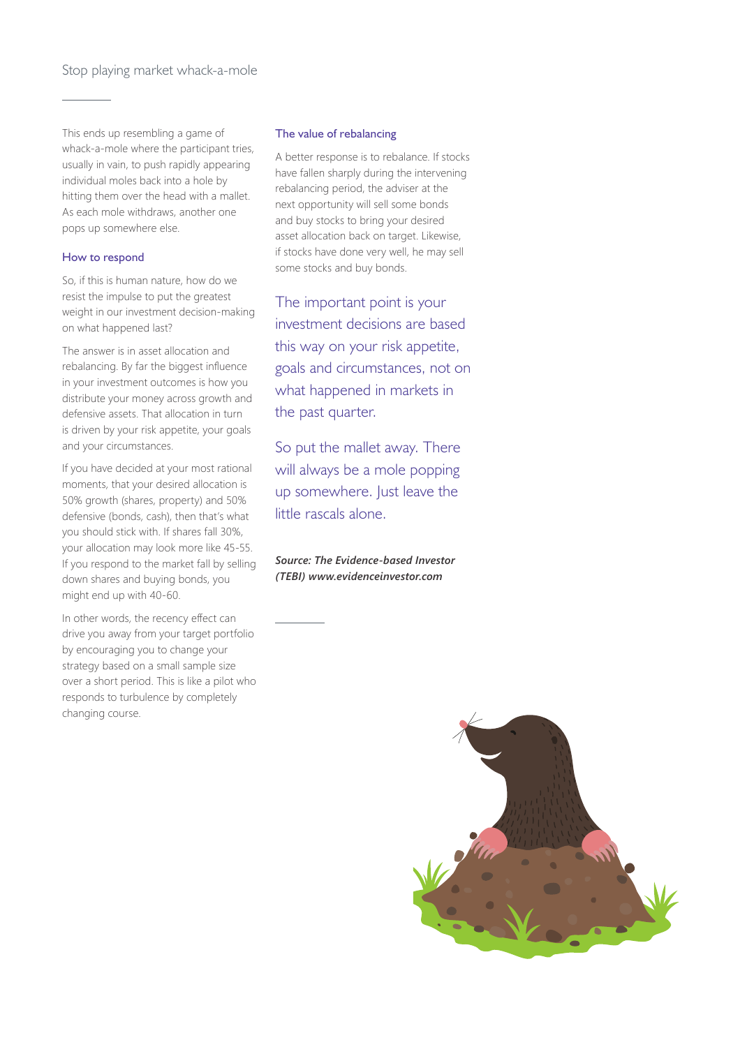This ends up resembling a game of whack-a-mole where the participant tries, usually in vain, to push rapidly appearing individual moles back into a hole by hitting them over the head with a mallet. As each mole withdraws, another one pops up somewhere else.

## How to respond

So, if this is human nature, how do we resist the impulse to put the greatest weight in our investment decision-making on what happened last?

The answer is in asset allocation and rebalancing. By far the biggest influence in your investment outcomes is how you distribute your money across growth and defensive assets. That allocation in turn is driven by your risk appetite, your goals and your circumstances.

If you have decided at your most rational moments, that your desired allocation is 50% growth (shares, property) and 50% defensive (bonds, cash), then that's what you should stick with. If shares fall 30%, your allocation may look more like 45-55. If you respond to the market fall by selling down shares and buying bonds, you might end up with 40-60.

In other words, the recency effect can drive you away from your target portfolio by encouraging you to change your strategy based on a small sample size over a short period. This is like a pilot who responds to turbulence by completely changing course.

## The value of rebalancing

A better response is to rebalance. If stocks have fallen sharply during the intervening rebalancing period, the adviser at the next opportunity will sell some bonds and buy stocks to bring your desired asset allocation back on target. Likewise, if stocks have done very well, he may sell some stocks and buy bonds.

The important point is your investment decisions are based this way on your risk appetite, goals and circumstances, not on what happened in markets in the past quarter.

So put the mallet away. There will always be a mole popping up somewhere. Just leave the little rascals alone.

***Source: The Evidence-based Investor (TEBI) www.evidenceinvestor.com***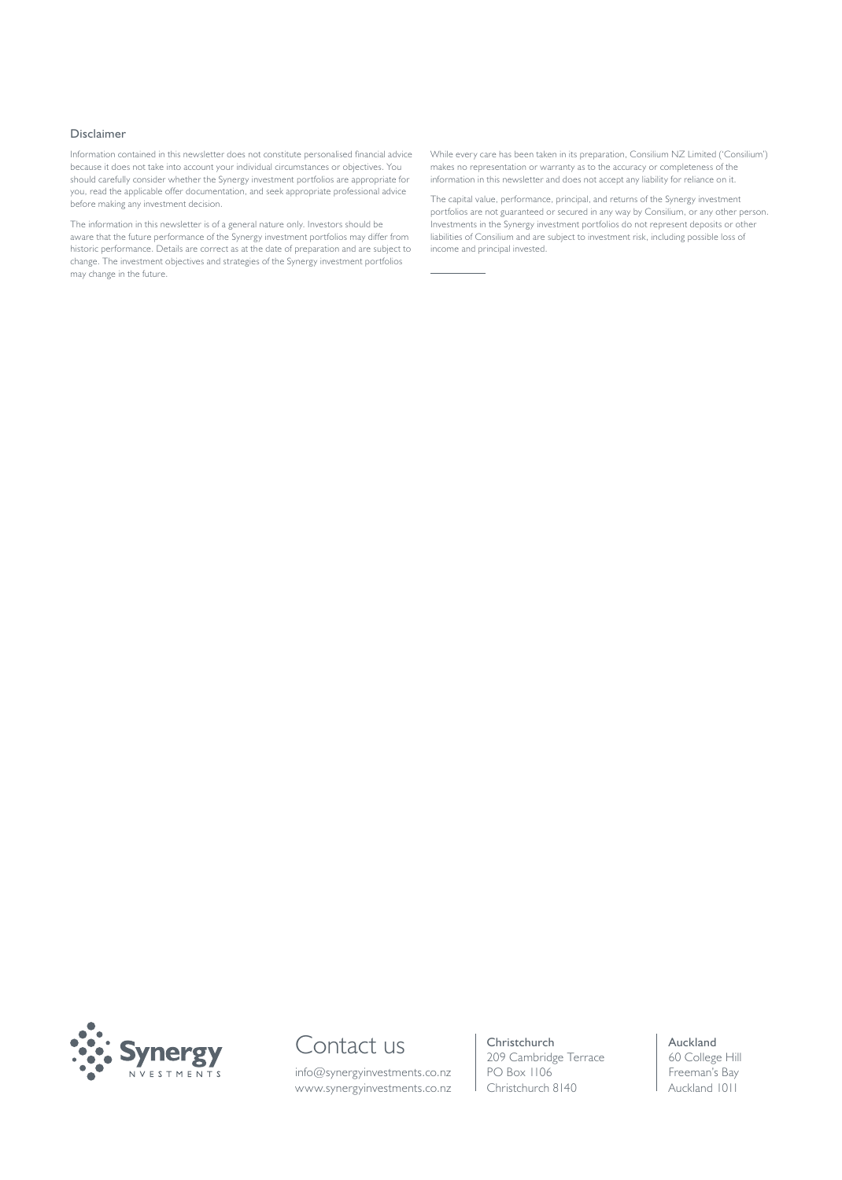## Disclaimer

Information contained in this newsletter does not constitute personalised financial advice because it does not take into account your individual circumstances or objectives. You should carefully consider whether the Synergy investment portfolios are appropriate for you, read the applicable offer documentation, and seek appropriate professional advice before making any investment decision.

The information in this newsletter is of a general nature only. Investors should be aware that the future performance of the Synergy investment portfolios may differ from historic performance. Details are correct as at the date of preparation and are subject to change. The investment objectives and strategies of the Synergy investment portfolios may change in the future.

While every care has been taken in its preparation, Consilium NZ Limited ('Consilium') makes no representation or warranty as to the accuracy or completeness of the information in this newsletter and does not accept any liability for reliance on it.

The capital value, performance, principal, and returns of the Synergy investment portfolios are not guaranteed or secured in any way by Consilium, or any other person. Investments in the Synergy investment portfolios do not represent deposits or other liabilities of Consilium and are subject to investment risk, including possible loss of income and principal invested.

Synergy NVESTMENTS

# Contact us

info@synergyinvestments.co.nz
www.synergyinvestments.co.nz

**Christchurch**
209 Cambridge Terrace
PO Box 1106
Christchurch 8140

**Auckland**
60 College Hill
Freeman's Bay
Auckland 1011